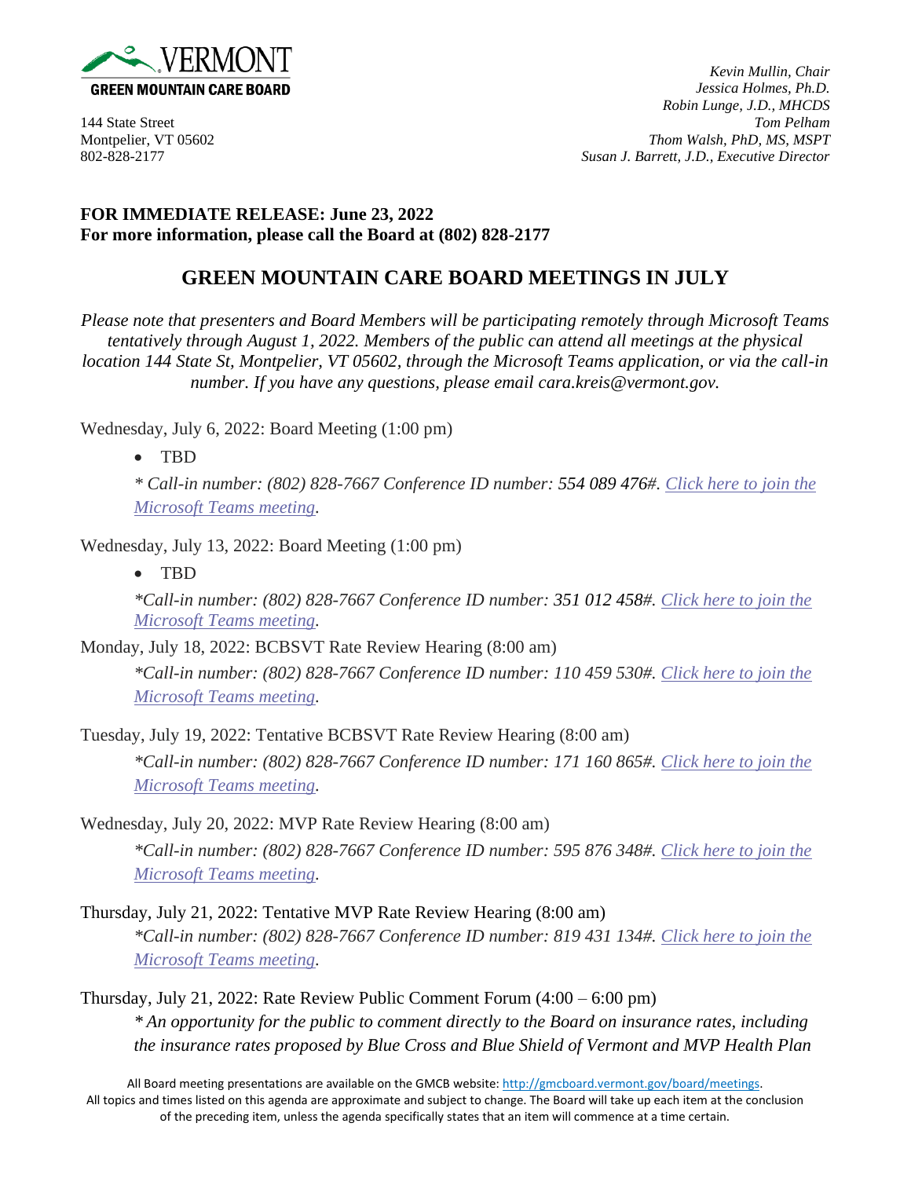VERMONT
GREEN MOUNTAIN CARE BOARD

144 State Street
Montpelier, VT 05602
802-828-2177

*Kevin Mullin, Chair*
*Jessica Holmes, Ph.D.*
*Robin Lunge, J.D., MHCDS*
*Tom Pelham*
*Thom Walsh, PhD, MS, MSPT*
*Susan J. Barrett, J.D., Executive Director*

**FOR IMMEDIATE RELEASE: June 23, 2022**
**For more information, please call the Board at (802) 828-2177**

# GREEN MOUNTAIN CARE BOARD MEETINGS IN JULY

*Please note that presenters and Board Members will be participating remotely through Microsoft Teams tentatively through August 1, 2022. Members of the public can attend all meetings at the physical location 144 State St, Montpelier, VT 05602, through the Microsoft Teams application, or via the call-in number. If you have any questions, please email cara.kreis@vermont.gov.*

Wednesday, July 6, 2022: Board Meeting (1:00 pm)

- TBD

*\* Call-in number: (802) 828-7667 Conference ID number: 554 089 476#. Click here to join the Microsoft Teams meeting.*

Wednesday, July 13, 2022: Board Meeting (1:00 pm)

- TBD

*\*Call-in number: (802) 828-7667 Conference ID number: 351 012 458#. Click here to join the Microsoft Teams meeting.*

Monday, July 18, 2022: BCBSVT Rate Review Hearing (8:00 am)

*\*Call-in number: (802) 828-7667 Conference ID number: 110 459 530#. Click here to join the Microsoft Teams meeting.*

Tuesday, July 19, 2022: Tentative BCBSVT Rate Review Hearing (8:00 am)

*\*Call-in number: (802) 828-7667 Conference ID number: 171 160 865#. Click here to join the Microsoft Teams meeting.*

Wednesday, July 20, 2022: MVP Rate Review Hearing (8:00 am)

*\*Call-in number: (802) 828-7667 Conference ID number: 595 876 348#. Click here to join the Microsoft Teams meeting.*

Thursday, July 21, 2022: Tentative MVP Rate Review Hearing (8:00 am)

*\*Call-in number: (802) 828-7667 Conference ID number: 819 431 134#. Click here to join the Microsoft Teams meeting.*

Thursday, July 21, 2022: Rate Review Public Comment Forum (4:00 – 6:00 pm)

*\* An opportunity for the public to comment directly to the Board on insurance rates, including the insurance rates proposed by Blue Cross and Blue Shield of Vermont and MVP Health Plan*

All Board meeting presentations are available on the GMCB website: http://gmcboard.vermont.gov/board/meetings.
All topics and times listed on this agenda are approximate and subject to change. The Board will take up each item at the conclusion of the preceding item, unless the agenda specifically states that an item will commence at a time certain.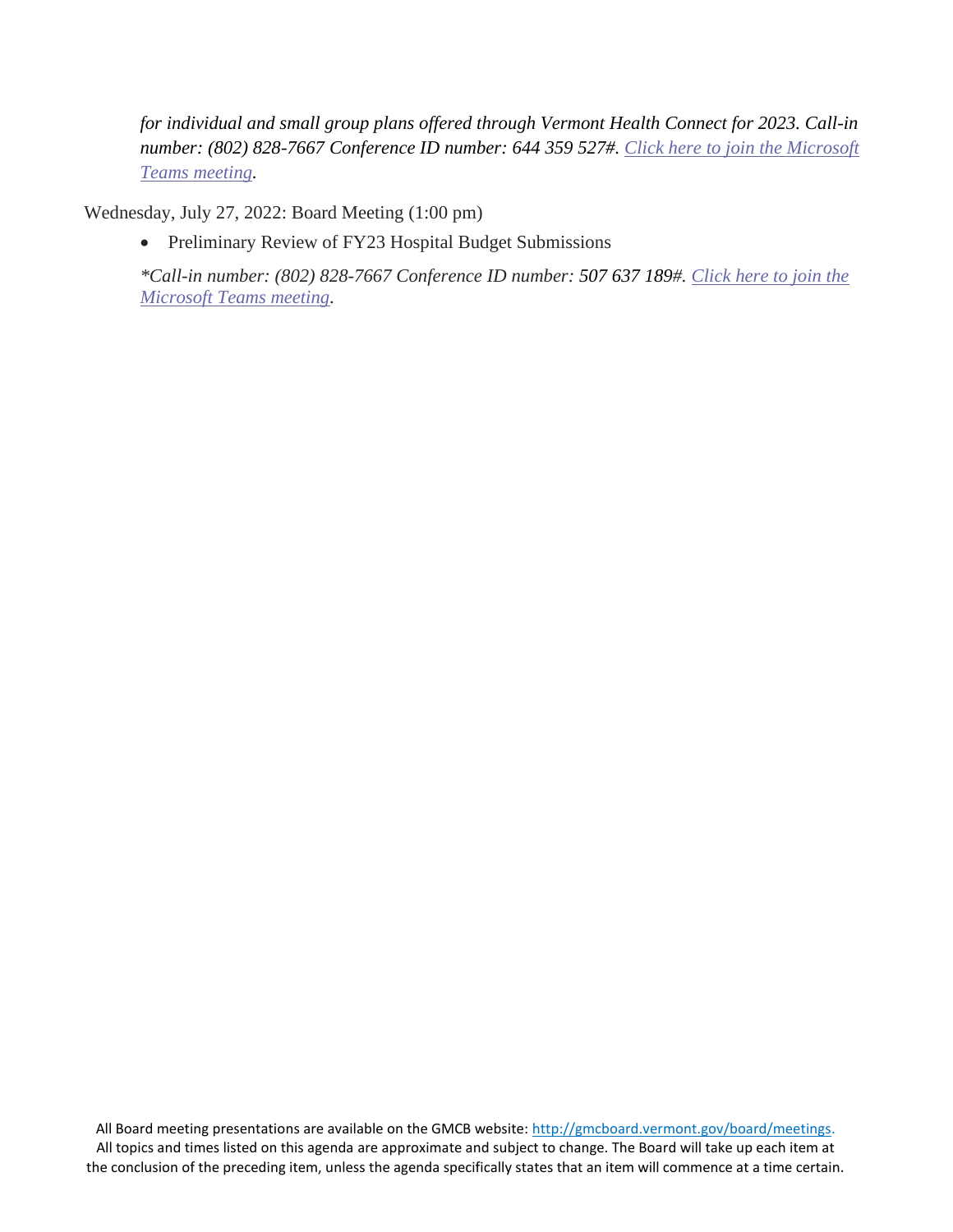*for individual and small group plans offered through Vermont Health Connect for 2023. Call-in number: (802) 828-7667 Conference ID number: 644 359 527#. Click here to join the Microsoft Teams meeting.*

Wednesday, July 27, 2022: Board Meeting (1:00 pm)

- Preliminary Review of FY23 Hospital Budget Submissions

*\*Call-in number: (802) 828-7667 Conference ID number: 507 637 189#. Click here to join the Microsoft Teams meeting.*

All Board meeting presentations are available on the GMCB website: http://gmcboard.vermont.gov/board/meetings.
All topics and times listed on this agenda are approximate and subject to change. The Board will take up each item at the conclusion of the preceding item, unless the agenda specifically states that an item will commence at a time certain.